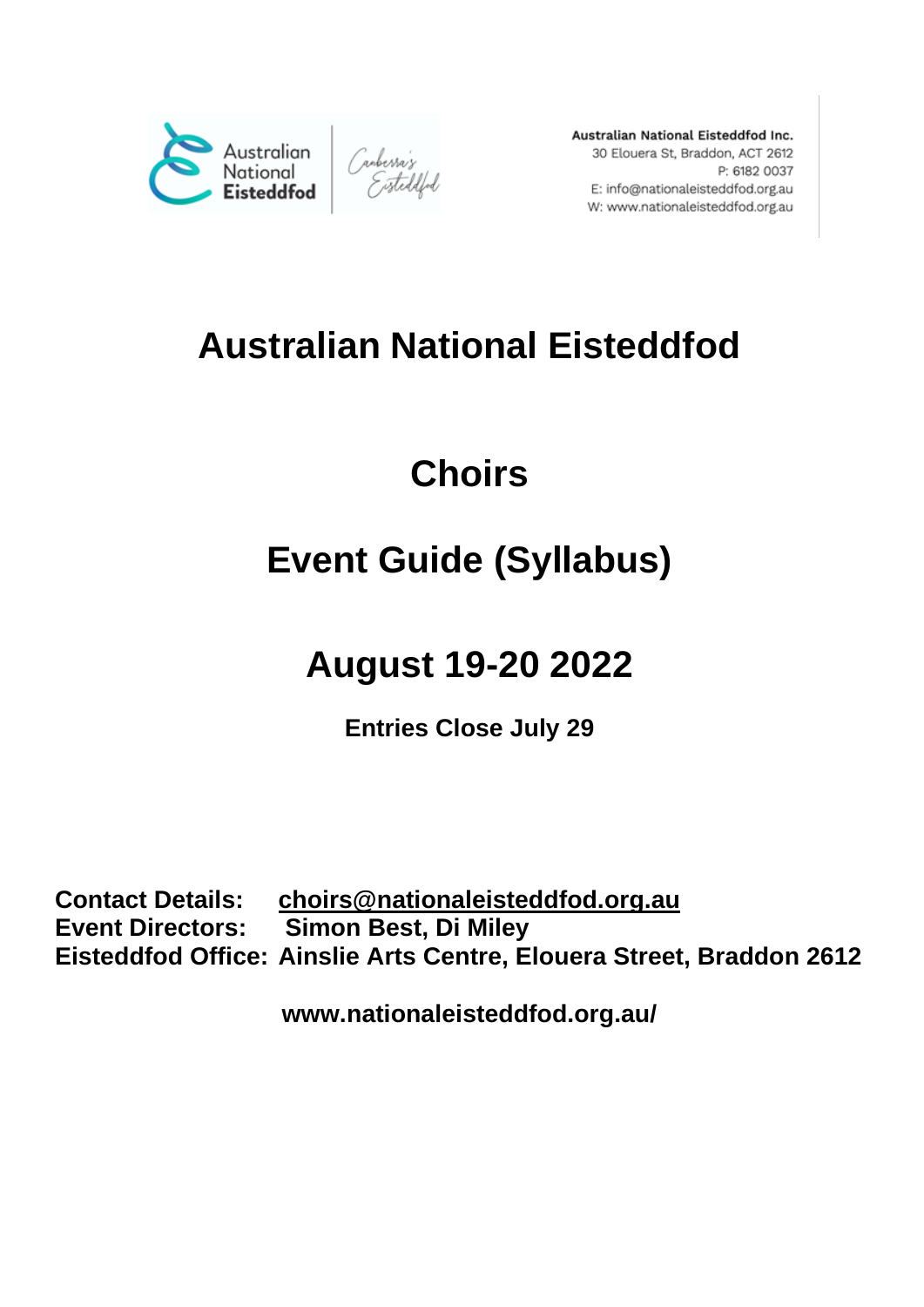Australian National Eisteddfod Inc.
30 Elouera St, Braddon, ACT 2612
P: 6182 0037
E: info@nationaleisteddfod.org.au
W: www.nationaleisteddfod.org.au

# Australian National Eisteddfod

# Choirs

# Event Guide (Syllabus)

# August 19-20 2022

**Entries Close July 29**

**Contact Details:** **choirs@nationaleisteddfod.org.au**
**Event Directors:** **Simon Best, Di Miley**
**Eisteddfod Office:** **Ainslie Arts Centre, Elouera Street, Braddon 2612**

**www.nationaleisteddfod.org.au/**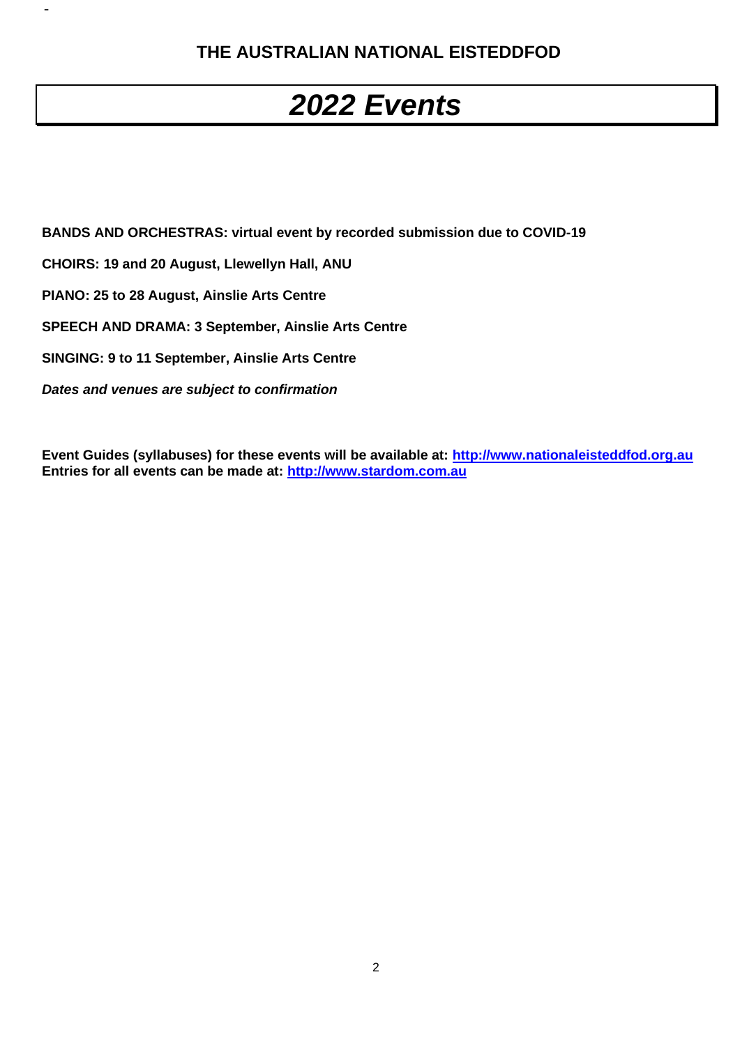**THE AUSTRALIAN NATIONAL EISTEDDFOD**

# *2022 Events*

**BANDS AND ORCHESTRAS: virtual event by recorded submission due to COVID-19**

**CHOIRS: 19 and 20 August, Llewellyn Hall, ANU**

**PIANO: 25 to 28 August, Ainslie Arts Centre**

**SPEECH AND DRAMA: 3 September, Ainslie Arts Centre**

**SINGING: 9 to 11 September, Ainslie Arts Centre**

***Dates and venues are subject to confirmation***

**Event Guides (syllabuses) for these events will be available at: [http://www.nationaleisteddfod.org.au](http://www.nationaleisteddfod.org.au)**
**Entries for all events can be made at: [http://www.stardom.com.au](http://www.stardom.com.au)**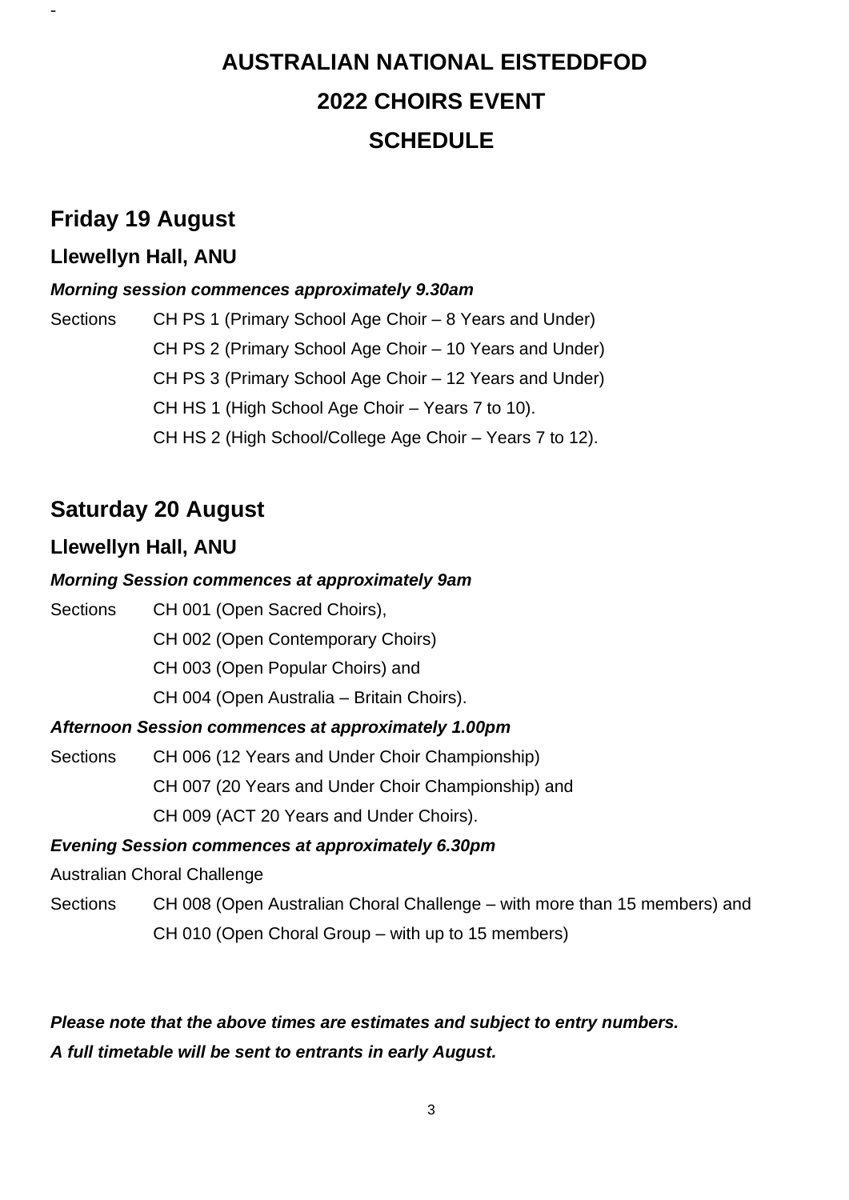# AUSTRALIAN NATIONAL EISTEDDFOD
# 2022 CHOIRS EVENT
# SCHEDULE

## Friday 19 August

### Llewellyn Hall, ANU

***Morning session commences approximately 9.30am***

Sections CH PS 1 (Primary School Age Choir – 8 Years and Under)
CH PS 2 (Primary School Age Choir – 10 Years and Under)
CH PS 3 (Primary School Age Choir – 12 Years and Under)
CH HS 1 (High School Age Choir – Years 7 to 10).
CH HS 2 (High School/College Age Choir – Years 7 to 12).

## Saturday 20 August

### Llewellyn Hall, ANU

***Morning Session commences at approximately 9am***

Sections CH 001 (Open Sacred Choirs),
CH 002 (Open Contemporary Choirs)
CH 003 (Open Popular Choirs) and
CH 004 (Open Australia – Britain Choirs).

***Afternoon Session commences at approximately 1.00pm***

Sections CH 006 (12 Years and Under Choir Championship)
CH 007 (20 Years and Under Choir Championship) and
CH 009 (ACT 20 Years and Under Choirs).

***Evening Session commences at approximately 6.30pm***

Australian Choral Challenge

Sections CH 008 (Open Australian Choral Challenge – with more than 15 members) and
CH 010 (Open Choral Group – with up to 15 members)

***Please note that the above times are estimates and subject to entry numbers.***
***A full timetable will be sent to entrants in early August.***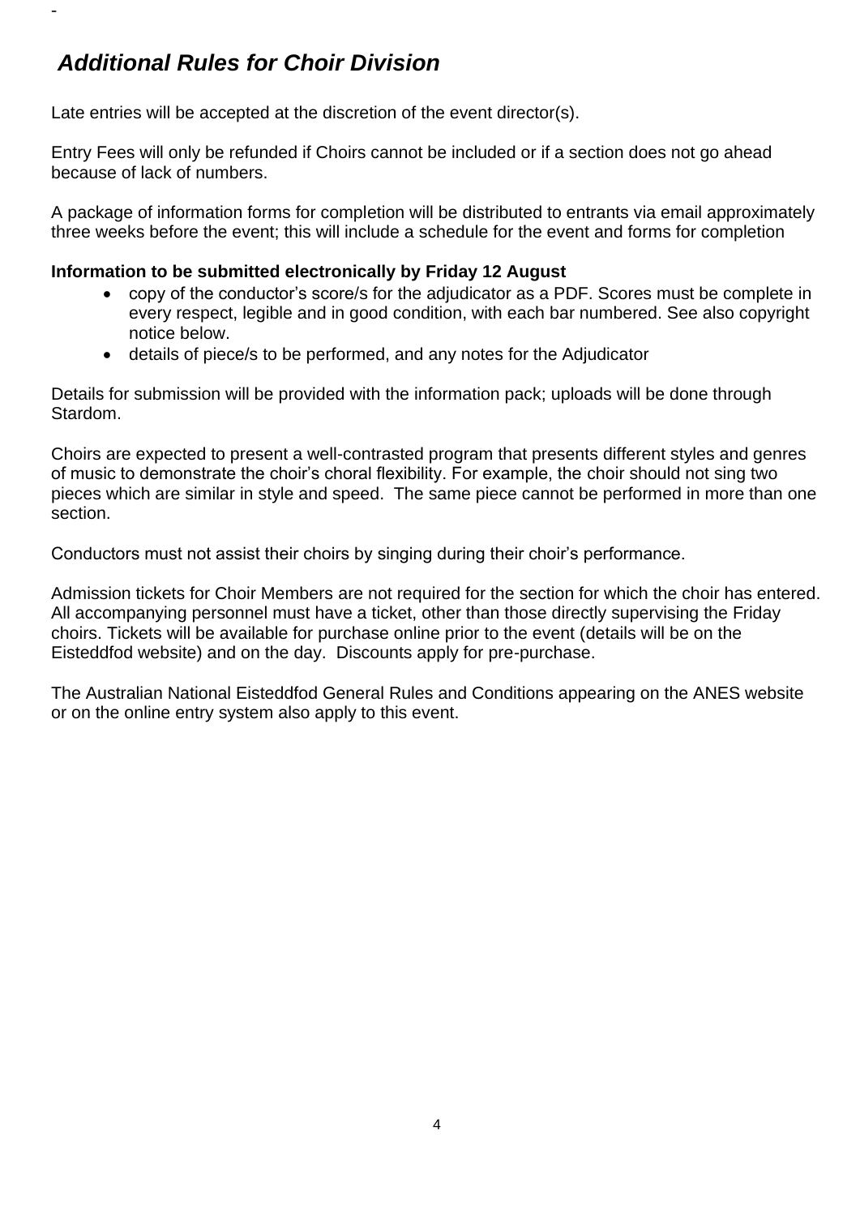-

## *Additional Rules for Choir Division*

Late entries will be accepted at the discretion of the event director(s).

Entry Fees will only be refunded if Choirs cannot be included or if a section does not go ahead because of lack of numbers.

A package of information forms for completion will be distributed to entrants via email approximately three weeks before the event; this will include a schedule for the event and forms for completion

**Information to be submitted electronically by Friday 12 August**

- copy of the conductor's score/s for the adjudicator as a PDF. Scores must be complete in every respect, legible and in good condition, with each bar numbered. See also copyright notice below.
- details of piece/s to be performed, and any notes for the Adjudicator

Details for submission will be provided with the information pack; uploads will be done through Stardom.

Choirs are expected to present a well-contrasted program that presents different styles and genres of music to demonstrate the choir's choral flexibility. For example, the choir should not sing two pieces which are similar in style and speed. The same piece cannot be performed in more than one section.

Conductors must not assist their choirs by singing during their choir's performance.

Admission tickets for Choir Members are not required for the section for which the choir has entered. All accompanying personnel must have a ticket, other than those directly supervising the Friday choirs. Tickets will be available for purchase online prior to the event (details will be on the Eisteddfod website) and on the day. Discounts apply for pre-purchase.

The Australian National Eisteddfod General Rules and Conditions appearing on the ANES website or on the online entry system also apply to this event.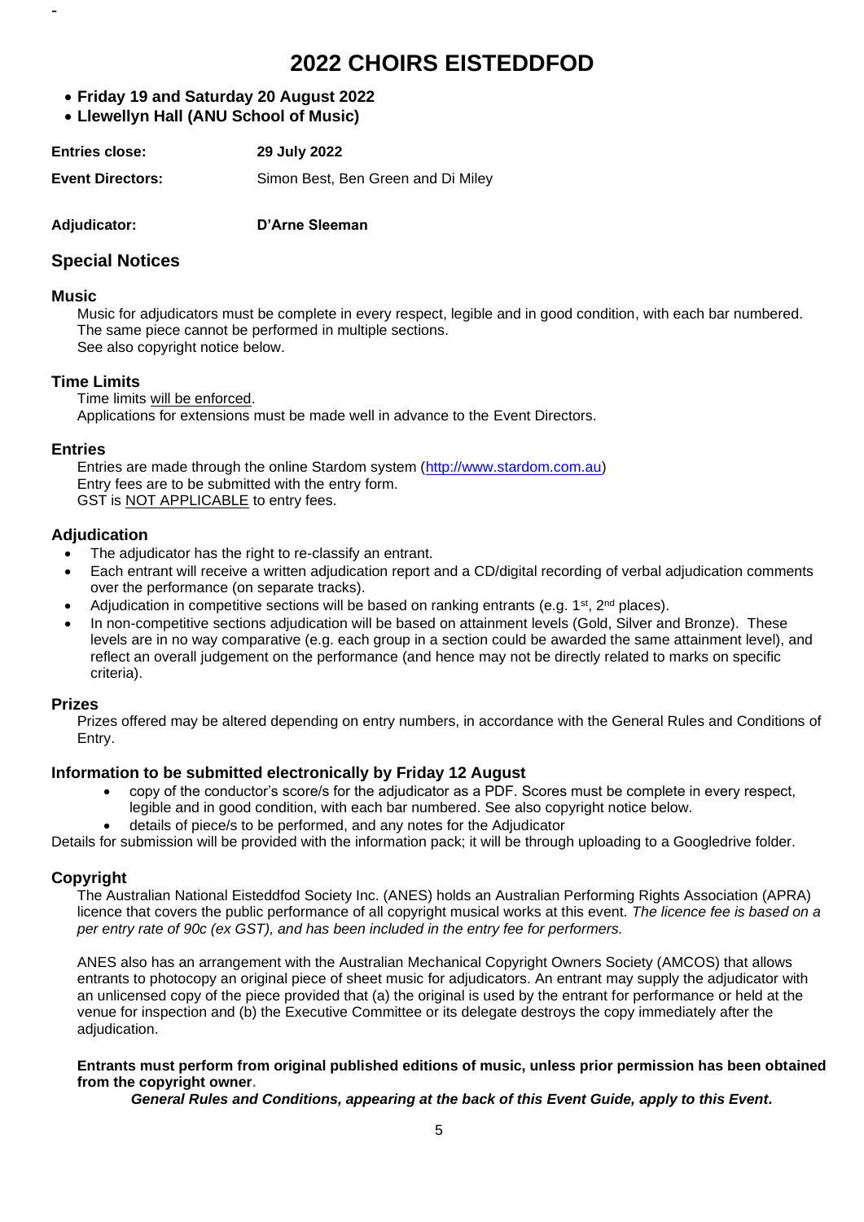# 2022 CHOIRS EISTEDDFOD

- **Friday 19 and Saturday 20 August 2022**
- **Llewellyn Hall (ANU School of Music)**

**Entries close:** **29 July 2022**

**Event Directors:** Simon Best, Ben Green and Di Miley

**Adjudicator:** **D'Arne Sleeman**

## Special Notices

### Music

Music for adjudicators must be complete in every respect, legible and in good condition, with each bar numbered.
The same piece cannot be performed in multiple sections.
See also copyright notice below.

### Time Limits

Time limits will be enforced.
Applications for extensions must be made well in advance to the Event Directors.

### Entries

Entries are made through the online Stardom system (http://www.stardom.com.au)
Entry fees are to be submitted with the entry form.
GST is NOT APPLICABLE to entry fees.

### Adjudication

- The adjudicator has the right to re-classify an entrant.
- Each entrant will receive a written adjudication report and a CD/digital recording of verbal adjudication comments over the performance (on separate tracks).
- Adjudication in competitive sections will be based on ranking entrants (e.g. 1st, 2nd places).
- In non-competitive sections adjudication will be based on attainment levels (Gold, Silver and Bronze). These levels are in no way comparative (e.g. each group in a section could be awarded the same attainment level), and reflect an overall judgement on the performance (and hence may not be directly related to marks on specific criteria).

### Prizes

Prizes offered may be altered depending on entry numbers, in accordance with the General Rules and Conditions of Entry.

### Information to be submitted electronically by Friday 12 August

- copy of the conductor's score/s for the adjudicator as a PDF. Scores must be complete in every respect, legible and in good condition, with each bar numbered. See also copyright notice below.
- details of piece/s to be performed, and any notes for the Adjudicator

Details for submission will be provided with the information pack; it will be through uploading to a Googledrive folder.

### Copyright

The Australian National Eisteddfod Society Inc. (ANES) holds an Australian Performing Rights Association (APRA) licence that covers the public performance of all copyright musical works at this event. *The licence fee is based on a per entry rate of 90c (ex GST), and has been included in the entry fee for performers.*

ANES also has an arrangement with the Australian Mechanical Copyright Owners Society (AMCOS) that allows entrants to photocopy an original piece of sheet music for adjudicators. An entrant may supply the adjudicator with an unlicensed copy of the piece provided that (a) the original is used by the entrant for performance or held at the venue for inspection and (b) the Executive Committee or its delegate destroys the copy immediately after the adjudication.

**Entrants must perform from original published editions of music, unless prior permission has been obtained from the copyright owner.**

***General Rules and Conditions, appearing at the back of this Event Guide, apply to this Event.***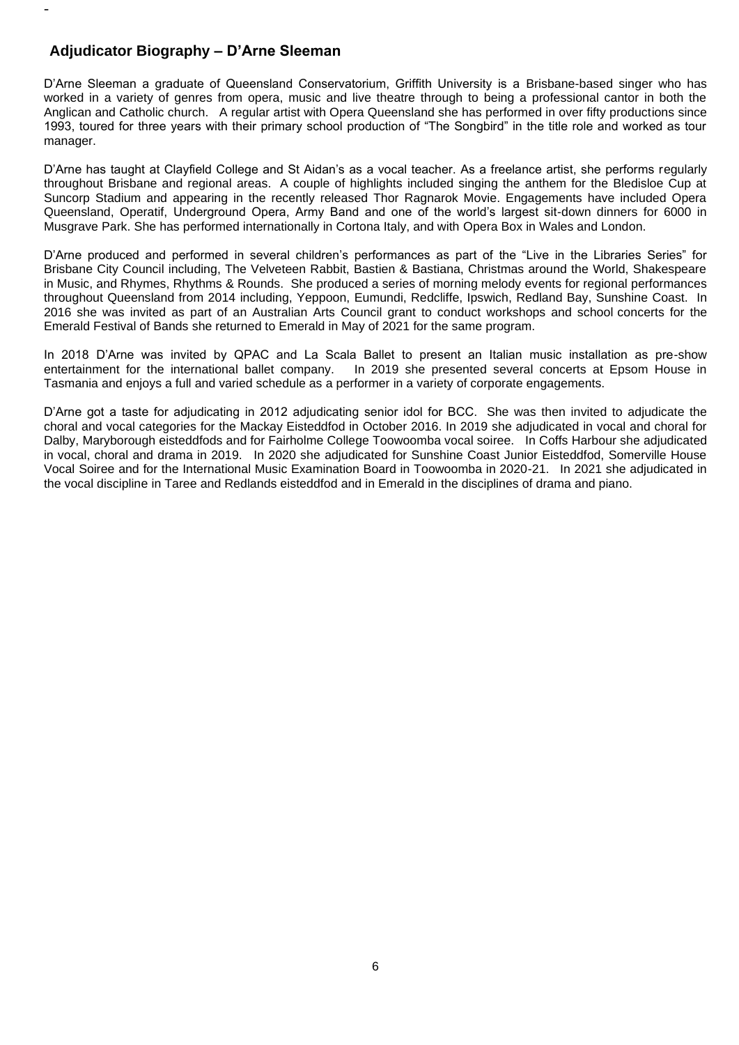## Adjudicator Biography – D'Arne Sleeman

D'Arne Sleeman a graduate of Queensland Conservatorium, Griffith University is a Brisbane-based singer who has worked in a variety of genres from opera, music and live theatre through to being a professional cantor in both the Anglican and Catholic church. A regular artist with Opera Queensland she has performed in over fifty productions since 1993, toured for three years with their primary school production of "The Songbird" in the title role and worked as tour manager.

D'Arne has taught at Clayfield College and St Aidan's as a vocal teacher. As a freelance artist, she performs regularly throughout Brisbane and regional areas. A couple of highlights included singing the anthem for the Bledisloe Cup at Suncorp Stadium and appearing in the recently released Thor Ragnarok Movie. Engagements have included Opera Queensland, Operatif, Underground Opera, Army Band and one of the world's largest sit-down dinners for 6000 in Musgrave Park. She has performed internationally in Cortona Italy, and with Opera Box in Wales and London.

D'Arne produced and performed in several children's performances as part of the "Live in the Libraries Series" for Brisbane City Council including, The Velveteen Rabbit, Bastien & Bastiana, Christmas around the World, Shakespeare in Music, and Rhymes, Rhythms & Rounds. She produced a series of morning melody events for regional performances throughout Queensland from 2014 including, Yeppoon, Eumundi, Redcliffe, Ipswich, Redland Bay, Sunshine Coast. In 2016 she was invited as part of an Australian Arts Council grant to conduct workshops and school concerts for the Emerald Festival of Bands she returned to Emerald in May of 2021 for the same program.

In 2018 D'Arne was invited by QPAC and La Scala Ballet to present an Italian music installation as pre-show entertainment for the international ballet company. In 2019 she presented several concerts at Epsom House in Tasmania and enjoys a full and varied schedule as a performer in a variety of corporate engagements.

D'Arne got a taste for adjudicating in 2012 adjudicating senior idol for BCC. She was then invited to adjudicate the choral and vocal categories for the Mackay Eisteddfod in October 2016. In 2019 she adjudicated in vocal and choral for Dalby, Maryborough eisteddfods and for Fairholme College Toowoomba vocal soiree. In Coffs Harbour she adjudicated in vocal, choral and drama in 2019. In 2020 she adjudicated for Sunshine Coast Junior Eisteddfod, Somerville House Vocal Soiree and for the International Music Examination Board in Toowoomba in 2020-21. In 2021 she adjudicated in the vocal discipline in Taree and Redlands eisteddfod and in Emerald in the disciplines of drama and piano.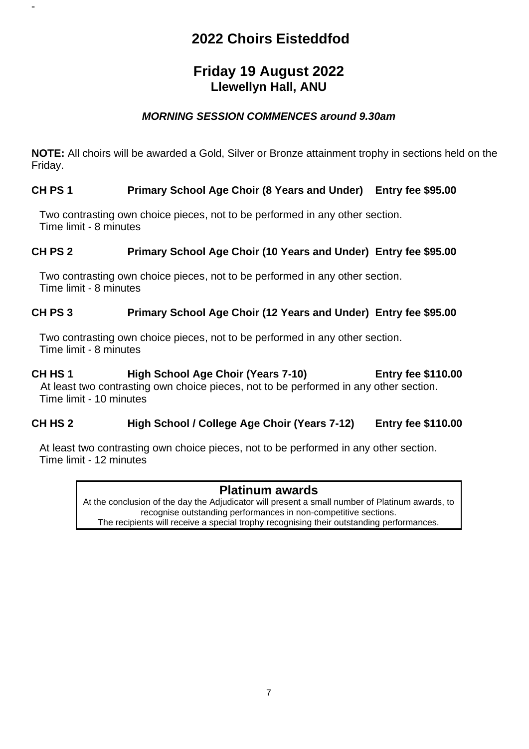# 2022 Choirs Eisteddfod

## Friday 19 August 2022
### Llewellyn Hall, ANU

***MORNING SESSION COMMENCES around 9.30am***

**NOTE:** All choirs will be awarded a Gold, Silver or Bronze attainment trophy in sections held on the Friday.

**CH PS 1 Primary School Age Choir (8 Years and Under) Entry fee $95.00**

Two contrasting own choice pieces, not to be performed in any other section.
Time limit - 8 minutes

**CH PS 2 Primary School Age Choir (10 Years and Under) Entry fee $95.00**

Two contrasting own choice pieces, not to be performed in any other section.
Time limit - 8 minutes

**CH PS 3 Primary School Age Choir (12 Years and Under) Entry fee $95.00**

Two contrasting own choice pieces, not to be performed in any other section.
Time limit - 8 minutes

**CH HS 1 High School Age Choir (Years 7-10) Entry fee $110.00**

At least two contrasting own choice pieces, not to be performed in any other section.
Time limit - 10 minutes

**CH HS 2 High School / College Age Choir (Years 7-12) Entry fee $110.00**

At least two contrasting own choice pieces, not to be performed in any other section.
Time limit - 12 minutes

**Platinum awards**

At the conclusion of the day the Adjudicator will present a small number of Platinum awards, to recognise outstanding performances in non-competitive sections.
The recipients will receive a special trophy recognising their outstanding performances.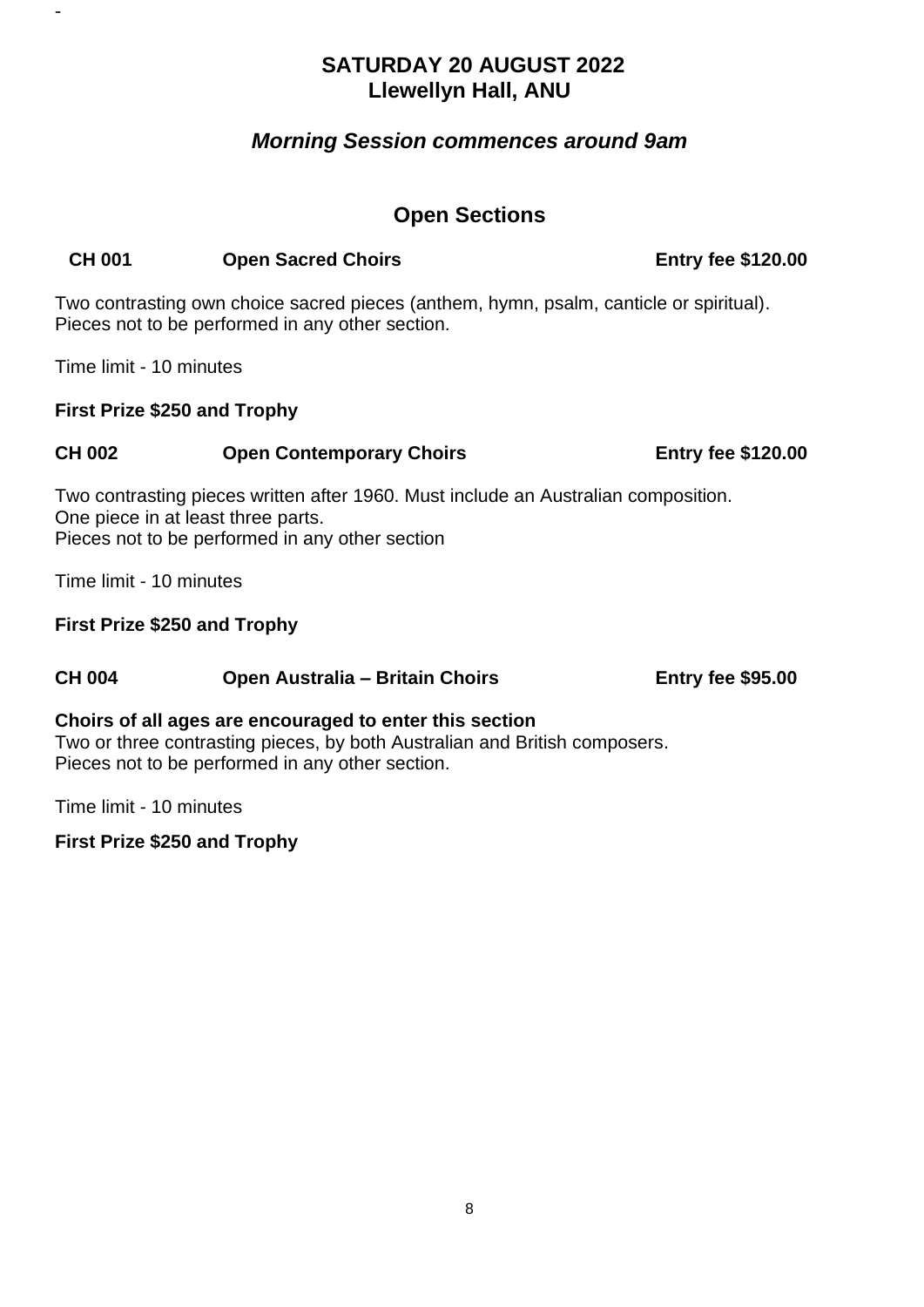## SATURDAY 20 AUGUST 2022
## Llewellyn Hall, ANU

***Morning Session commences around 9am***

## Open Sections

**CH 001 Open Sacred Choirs Entry fee $120.00**

Two contrasting own choice sacred pieces (anthem, hymn, psalm, canticle or spiritual).
Pieces not to be performed in any other section.

Time limit - 10 minutes

**First Prize $250 and Trophy**

**CH 002 Open Contemporary Choirs Entry fee $120.00**

Two contrasting pieces written after 1960. Must include an Australian composition.
One piece in at least three parts.
Pieces not to be performed in any other section

Time limit - 10 minutes

**First Prize $250 and Trophy**

**CH 004 Open Australia – Britain Choirs Entry fee $95.00**

**Choirs of all ages are encouraged to enter this section**
Two or three contrasting pieces, by both Australian and British composers.
Pieces not to be performed in any other section.

Time limit - 10 minutes

**First Prize $250 and Trophy**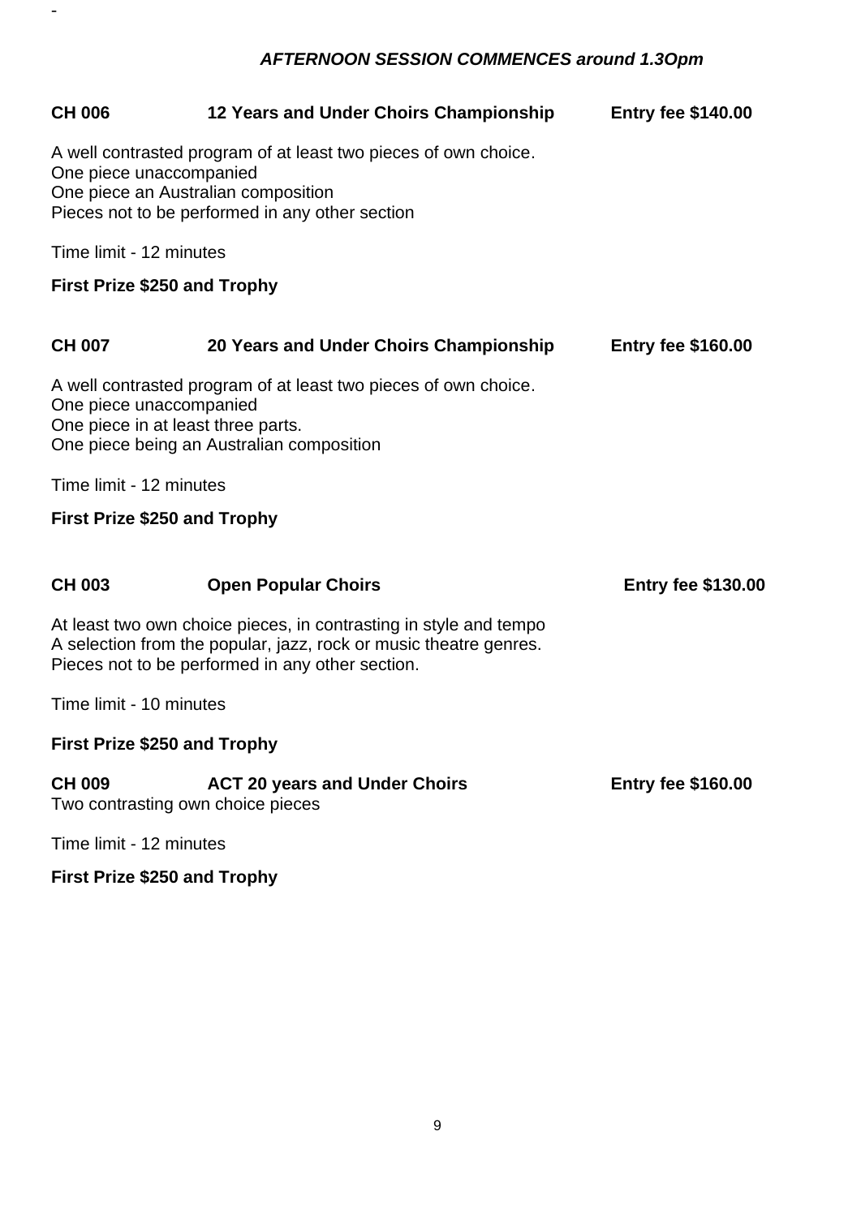-

***AFTERNOON SESSION COMMENCES around 1.3Opm***

**CH 006 12 Years and Under Choirs Championship Entry fee $140.00**

A well contrasted program of at least two pieces of own choice.
One piece unaccompanied
One piece an Australian composition
Pieces not to be performed in any other section

Time limit - 12 minutes

**First Prize $250 and Trophy**

**CH 007 20 Years and Under Choirs Championship Entry fee $160.00**

A well contrasted program of at least two pieces of own choice.
One piece unaccompanied
One piece in at least three parts.
One piece being an Australian composition

Time limit - 12 minutes

**First Prize $250 and Trophy**

**CH 003 Open Popular Choirs Entry fee $130.00**

At least two own choice pieces, in contrasting in style and tempo
A selection from the popular, jazz, rock or music theatre genres.
Pieces not to be performed in any other section.

Time limit - 10 minutes

**First Prize $250 and Trophy**

**CH 009 ACT 20 years and Under Choirs Entry fee $160.00**
Two contrasting own choice pieces

Time limit - 12 minutes

**First Prize $250 and Trophy**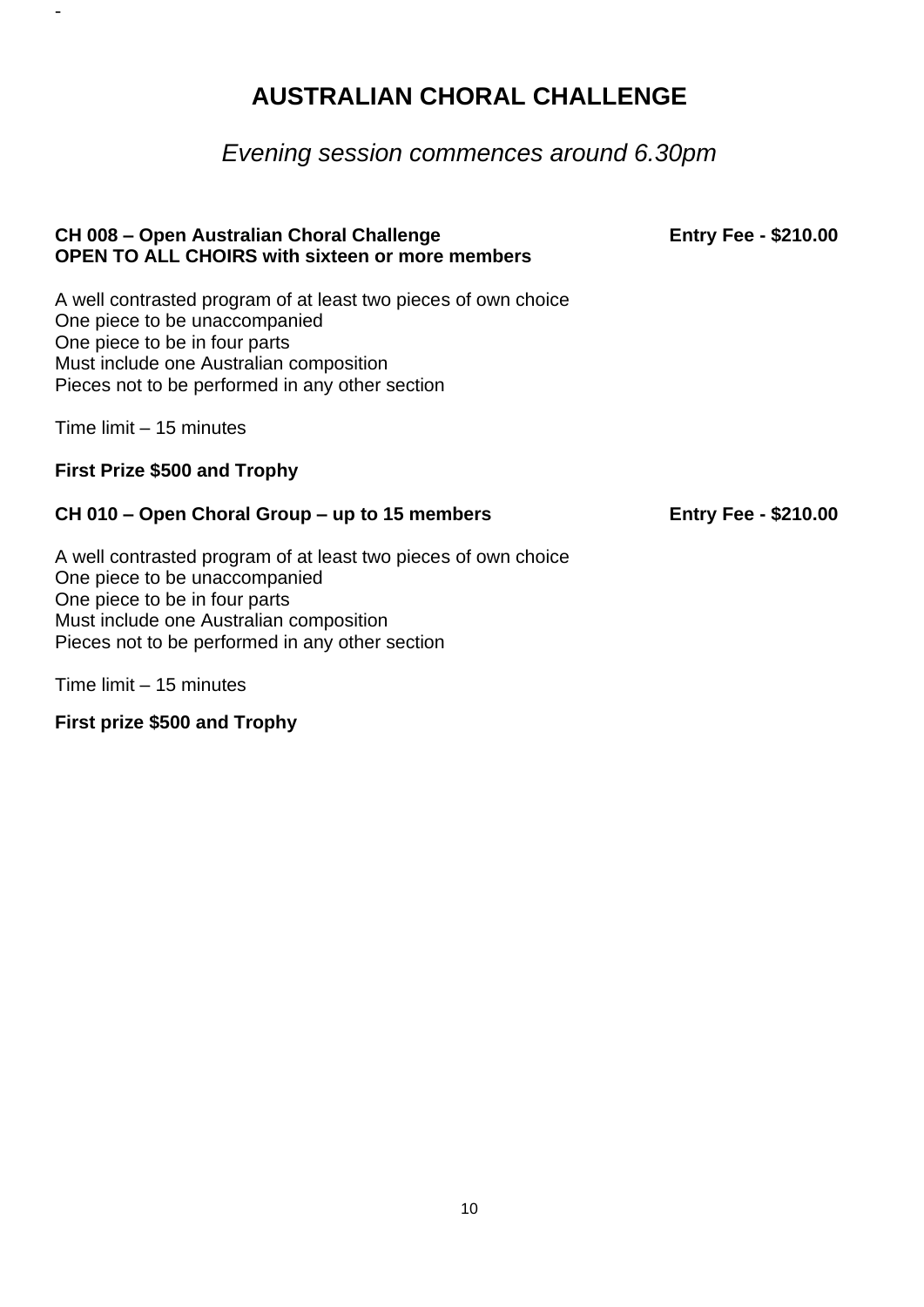# AUSTRALIAN CHORAL CHALLENGE

*Evening session commences around 6.30pm*

**CH 008 – Open Australian Choral Challenge** **Entry Fee - $210.00**
**OPEN TO ALL CHOIRS with sixteen or more members**

A well contrasted program of at least two pieces of own choice
One piece to be unaccompanied
One piece to be in four parts
Must include one Australian composition
Pieces not to be performed in any other section

Time limit – 15 minutes

**First Prize $500 and Trophy**

**CH 010 – Open Choral Group – up to 15 members** **Entry Fee - $210.00**

A well contrasted program of at least two pieces of own choice
One piece to be unaccompanied
One piece to be in four parts
Must include one Australian composition
Pieces not to be performed in any other section

Time limit – 15 minutes

**First prize $500 and Trophy**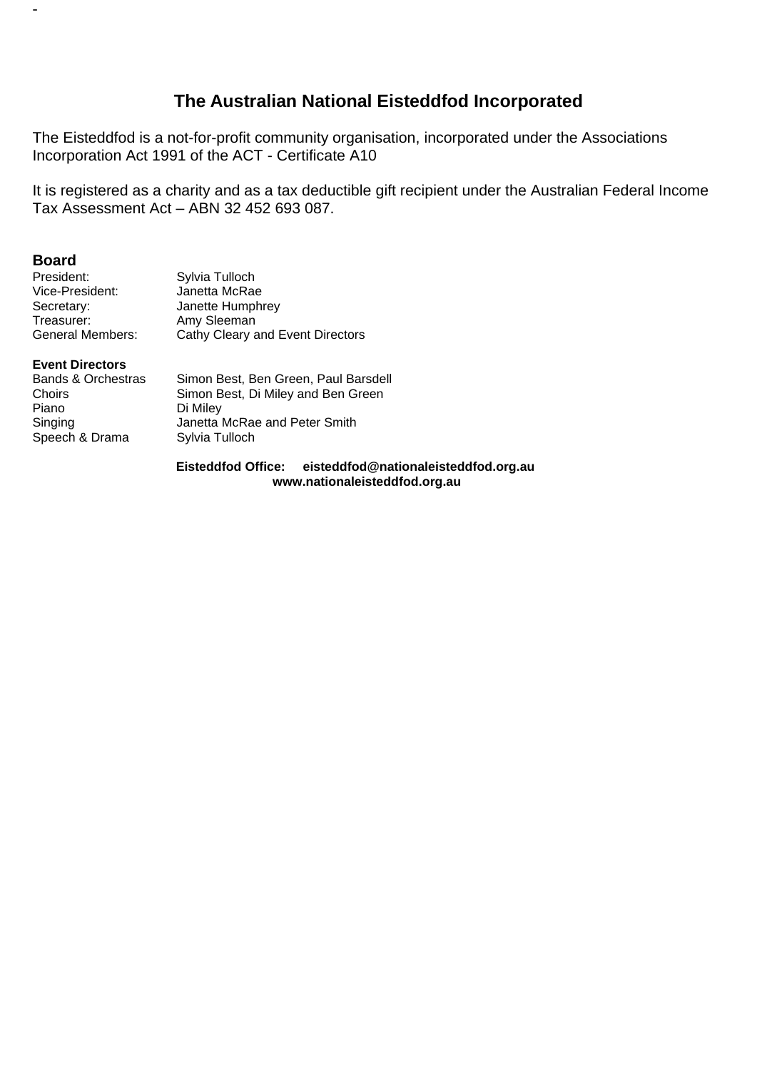-

## The Australian National Eisteddfod Incorporated

The Eisteddfod is a not-for-profit community organisation, incorporated under the Associations Incorporation Act 1991 of the ACT - Certificate A10

It is registered as a charity and as a tax deductible gift recipient under the Australian Federal Income Tax Assessment Act – ABN 32 452 693 087.

### Board

| | |
|---|---|
| President: | Sylvia Tulloch |
| Vice-President: | Janetta McRae |
| Secretary: | Janette Humphrey |
| Treasurer: | Amy Sleeman |
| General Members: | Cathy Cleary and Event Directors |

**Event Directors**

| | |
|---|---|
| Bands & Orchestras | Simon Best, Ben Green, Paul Barsdell |
| Choirs | Simon Best, Di Miley and Ben Green |
| Piano | Di Miley |
| Singing | Janetta McRae and Peter Smith |
| Speech & Drama | Sylvia Tulloch |

**Eisteddfod Office: eisteddfod@nationaleisteddfod.org.au**
**www.nationaleisteddfod.org.au**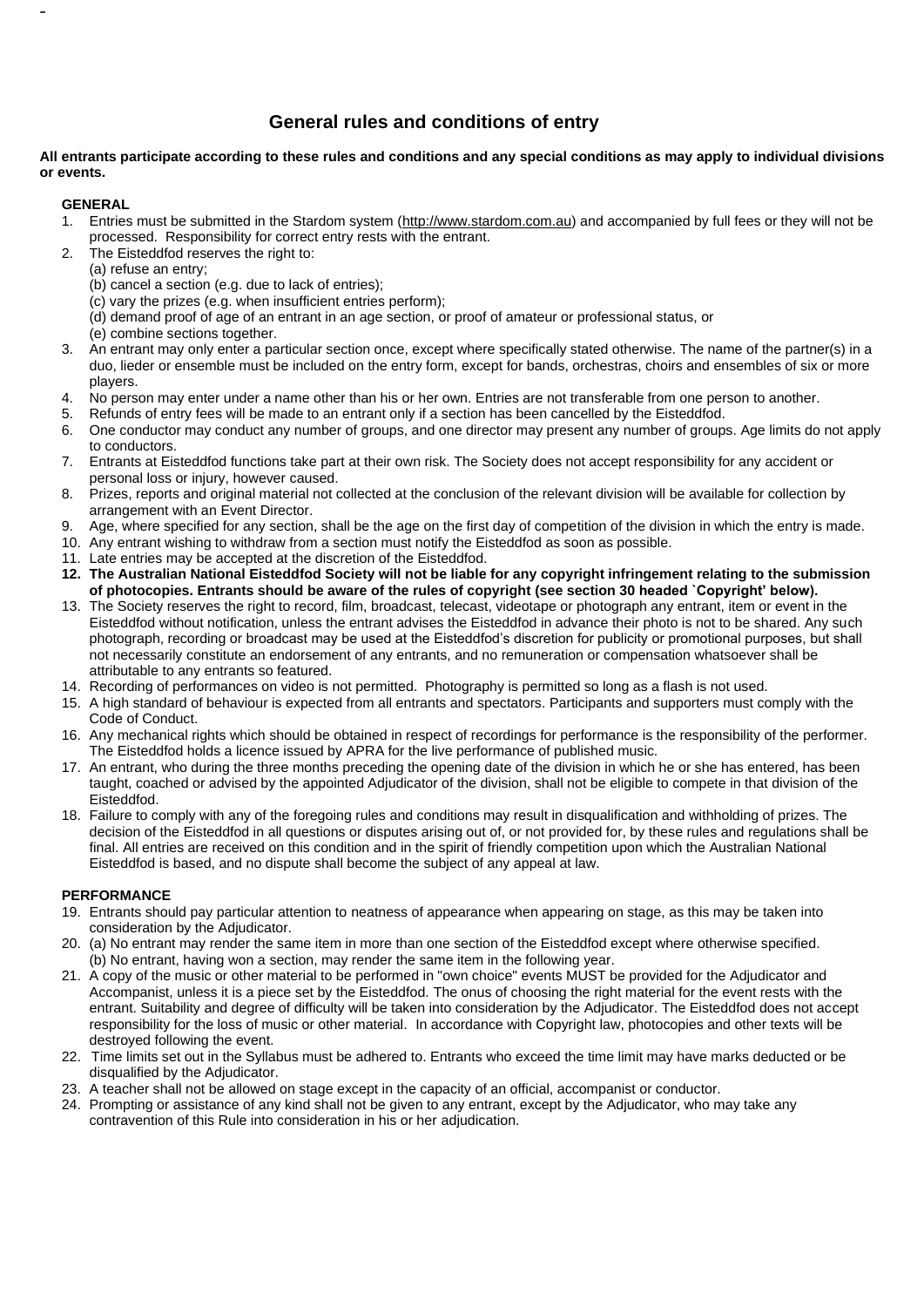## General rules and conditions of entry

**All entrants participate according to these rules and conditions and any special conditions as may apply to individual divisions or events.**

### GENERAL

1. Entries must be submitted in the Stardom system (http://www.stardom.com.au) and accompanied by full fees or they will not be processed. Responsibility for correct entry rests with the entrant.
2. The Eisteddfod reserves the right to:
   (a) refuse an entry;
   (b) cancel a section (e.g. due to lack of entries);
   (c) vary the prizes (e.g. when insufficient entries perform);
   (d) demand proof of age of an entrant in an age section, or proof of amateur or professional status, or
   (e) combine sections together.
3. An entrant may only enter a particular section once, except where specifically stated otherwise. The name of the partner(s) in a duo, lieder or ensemble must be included on the entry form, except for bands, orchestras, choirs and ensembles of six or more players.
4. No person may enter under a name other than his or her own. Entries are not transferable from one person to another.
5. Refunds of entry fees will be made to an entrant only if a section has been cancelled by the Eisteddfod.
6. One conductor may conduct any number of groups, and one director may present any number of groups. Age limits do not apply to conductors.
7. Entrants at Eisteddfod functions take part at their own risk. The Society does not accept responsibility for any accident or personal loss or injury, however caused.
8. Prizes, reports and original material not collected at the conclusion of the relevant division will be available for collection by arrangement with an Event Director.
9. Age, where specified for any section, shall be the age on the first day of competition of the division in which the entry is made.
10. Any entrant wishing to withdraw from a section must notify the Eisteddfod as soon as possible.
11. Late entries may be accepted at the discretion of the Eisteddfod.
12. **The Australian National Eisteddfod Society will not be liable for any copyright infringement relating to the submission of photocopies. Entrants should be aware of the rules of copyright (see section 30 headed `Copyright' below).**
13. The Society reserves the right to record, film, broadcast, telecast, videotape or photograph any entrant, item or event in the Eisteddfod without notification, unless the entrant advises the Eisteddfod in advance their photo is not to be shared. Any such photograph, recording or broadcast may be used at the Eisteddfod's discretion for publicity or promotional purposes, but shall not necessarily constitute an endorsement of any entrants, and no remuneration or compensation whatsoever shall be attributable to any entrants so featured.
14. Recording of performances on video is not permitted. Photography is permitted so long as a flash is not used.
15. A high standard of behaviour is expected from all entrants and spectators. Participants and supporters must comply with the Code of Conduct.
16. Any mechanical rights which should be obtained in respect of recordings for performance is the responsibility of the performer. The Eisteddfod holds a licence issued by APRA for the live performance of published music.
17. An entrant, who during the three months preceding the opening date of the division in which he or she has entered, has been taught, coached or advised by the appointed Adjudicator of the division, shall not be eligible to compete in that division of the Eisteddfod.
18. Failure to comply with any of the foregoing rules and conditions may result in disqualification and withholding of prizes. The decision of the Eisteddfod in all questions or disputes arising out of, or not provided for, by these rules and regulations shall be final. All entries are received on this condition and in the spirit of friendly competition upon which the Australian National Eisteddfod is based, and no dispute shall become the subject of any appeal at law.

### PERFORMANCE

19. Entrants should pay particular attention to neatness of appearance when appearing on stage, as this may be taken into consideration by the Adjudicator.
20. (a) No entrant may render the same item in more than one section of the Eisteddfod except where otherwise specified.
    (b) No entrant, having won a section, may render the same item in the following year.
21. A copy of the music or other material to be performed in "own choice" events MUST be provided for the Adjudicator and Accompanist, unless it is a piece set by the Eisteddfod. The onus of choosing the right material for the event rests with the entrant. Suitability and degree of difficulty will be taken into consideration by the Adjudicator. The Eisteddfod does not accept responsibility for the loss of music or other material. In accordance with Copyright law, photocopies and other texts will be destroyed following the event.
22. Time limits set out in the Syllabus must be adhered to. Entrants who exceed the time limit may have marks deducted or be disqualified by the Adjudicator.
23. A teacher shall not be allowed on stage except in the capacity of an official, accompanist or conductor.
24. Prompting or assistance of any kind shall not be given to any entrant, except by the Adjudicator, who may take any contravention of this Rule into consideration in his or her adjudication.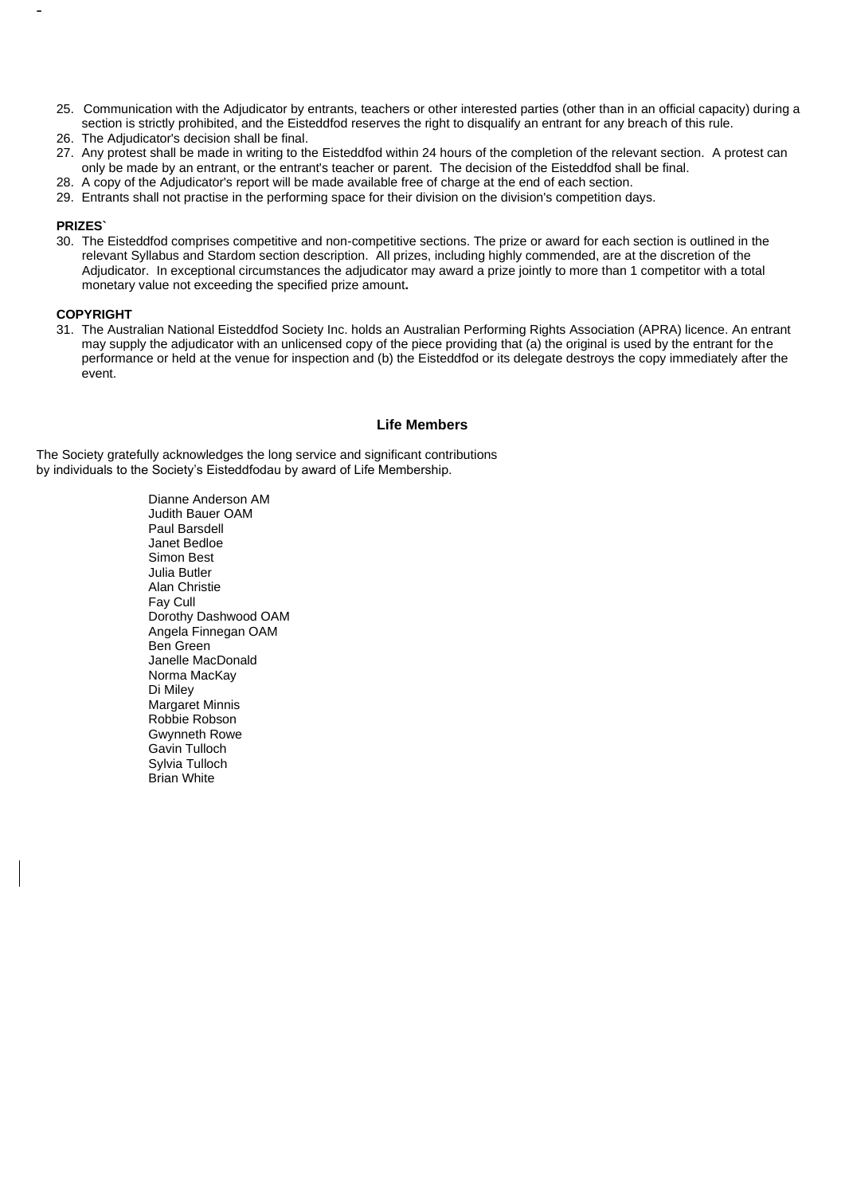25. Communication with the Adjudicator by entrants, teachers or other interested parties (other than in an official capacity) during a section is strictly prohibited, and the Eisteddfod reserves the right to disqualify an entrant for any breach of this rule.
26. The Adjudicator's decision shall be final.
27. Any protest shall be made in writing to the Eisteddfod within 24 hours of the completion of the relevant section. A protest can only be made by an entrant, or the entrant's teacher or parent. The decision of the Eisteddfod shall be final.
28. A copy of the Adjudicator's report will be made available free of charge at the end of each section.
29. Entrants shall not practise in the performing space for their division on the division's competition days.

**PRIZES`**

30. The Eisteddfod comprises competitive and non-competitive sections. The prize or award for each section is outlined in the relevant Syllabus and Stardom section description. All prizes, including highly commended, are at the discretion of the Adjudicator. In exceptional circumstances the adjudicator may award a prize jointly to more than 1 competitor with a total monetary value not exceeding the specified prize amount**.**

**COPYRIGHT**

31. The Australian National Eisteddfod Society Inc. holds an Australian Performing Rights Association (APRA) licence. An entrant may supply the adjudicator with an unlicensed copy of the piece providing that (a) the original is used by the entrant for the performance or held at the venue for inspection and (b) the Eisteddfod or its delegate destroys the copy immediately after the event.

## Life Members

The Society gratefully acknowledges the long service and significant contributions by individuals to the Society's Eisteddfodau by award of Life Membership.

Dianne Anderson AM
Judith Bauer OAM
Paul Barsdell
Janet Bedloe
Simon Best
Julia Butler
Alan Christie
Fay Cull
Dorothy Dashwood OAM
Angela Finnegan OAM
Ben Green
Janelle MacDonald
Norma MacKay
Di Miley
Margaret Minnis
Robbie Robson
Gwynneth Rowe
Gavin Tulloch
Sylvia Tulloch
Brian White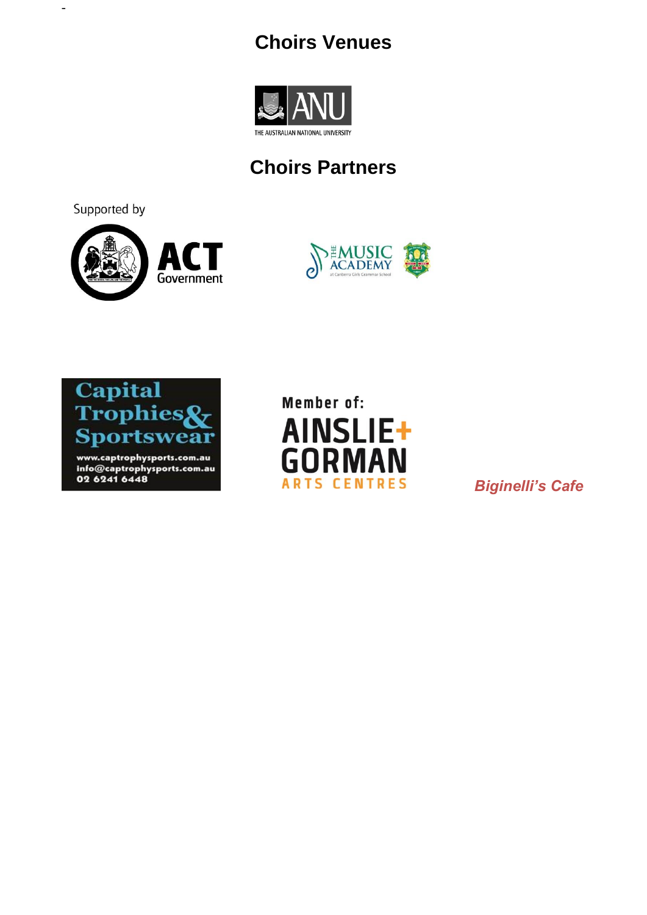## Choirs Venues

THE AUSTRALIAN NATIONAL UNIVERSITY

## Choirs Partners

Supported by

ACT Government

THE MUSIC ACADEMY at Canberra Girls Grammar School

Capital Trophies & Sportswear
www.captrophysports.com.au
info@captrophysports.com.au
02 6241 6448

Member of:
AINSLIE+ GORMAN ARTS CENTRES

***Biginelli's Cafe***